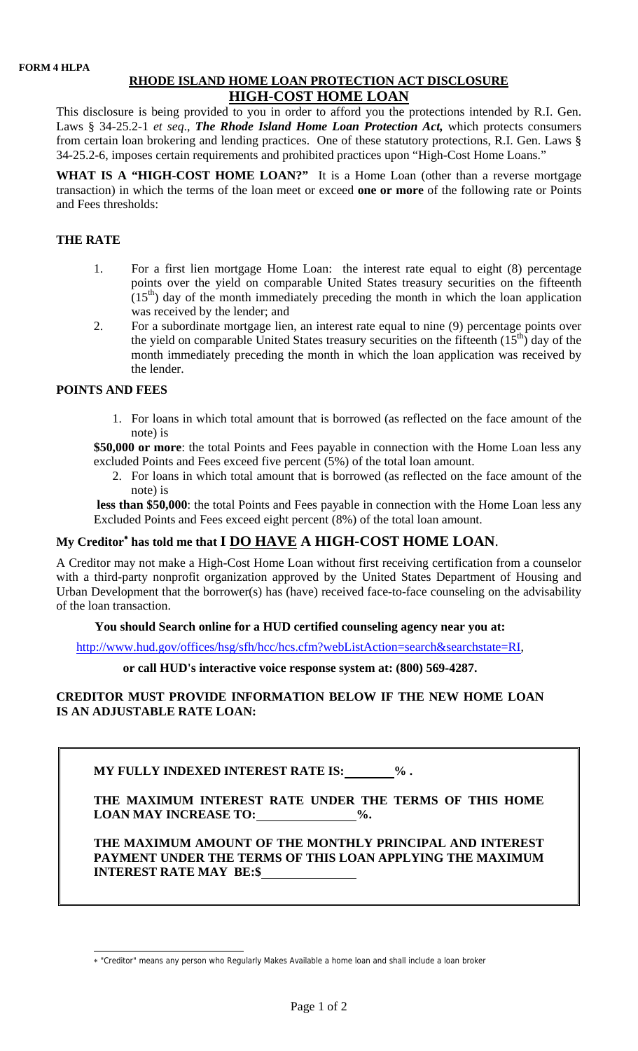**FORM 4 HLPA**

## RHODE ISLAND HOME LOAN PROTECTION ACT DISCLOSURE
## HIGH-COST HOME LOAN

This disclosure is being provided to you in order to afford you the protections intended by R.I. Gen. Laws § 34-25.2-1 *et seq*., ***The Rhode Island Home Loan Protection Act,*** which protects consumers from certain loan brokering and lending practices. One of these statutory protections, R.I. Gen. Laws § 34-25.2-6, imposes certain requirements and prohibited practices upon "High-Cost Home Loans."

**WHAT IS A "HIGH-COST HOME LOAN?"** It is a Home Loan (other than a reverse mortgage transaction) in which the terms of the loan meet or exceed **one or more** of the following rate or Points and Fees thresholds:

### THE RATE

1. For a first lien mortgage Home Loan: the interest rate equal to eight (8) percentage points over the yield on comparable United States treasury securities on the fifteenth (15th) day of the month immediately preceding the month in which the loan application was received by the lender; and
2. For a subordinate mortgage lien, an interest rate equal to nine (9) percentage points over the yield on comparable United States treasury securities on the fifteenth (15th) day of the month immediately preceding the month in which the loan application was received by the lender.

### POINTS AND FEES

1. For loans in which total amount that is borrowed (as reflected on the face amount of the note) is

**\$50,000 or more**: the total Points and Fees payable in connection with the Home Loan less any excluded Points and Fees exceed five percent (5%) of the total loan amount.

2. For loans in which total amount that is borrowed (as reflected on the face amount of the note) is

**less than \$50,000**: the total Points and Fees payable in connection with the Home Loan less any Excluded Points and Fees exceed eight percent (8%) of the total loan amount.

### My Creditor* has told me that I DO HAVE A HIGH-COST HOME LOAN.

A Creditor may not make a High-Cost Home Loan without first receiving certification from a counselor with a third-party nonprofit organization approved by the United States Department of Housing and Urban Development that the borrower(s) has (have) received face-to-face counseling on the advisability of the loan transaction.

**You should Search online for a HUD certified counseling agency near you at:**

http://www.hud.gov/offices/hsg/sfh/hcc/hcs.cfm?webListAction=search&searchstate=RI,

**or call HUD's interactive voice response system at: (800) 569-4287.**

**CREDITOR MUST PROVIDE INFORMATION BELOW IF THE NEW HOME LOAN IS AN ADJUSTABLE RATE LOAN:**

**MY FULLY INDEXED INTEREST RATE IS: ________ % .**

**THE MAXIMUM INTEREST RATE UNDER THE TERMS OF THIS HOME LOAN MAY INCREASE TO: ______________ %.**

**THE MAXIMUM AMOUNT OF THE MONTHLY PRINCIPAL AND INTEREST PAYMENT UNDER THE TERMS OF THIS LOAN APPLYING THE MAXIMUM INTEREST RATE MAY BE:\$ ______________**

---

* "Creditor" means any person who Regularly Makes Available a home loan and shall include a loan broker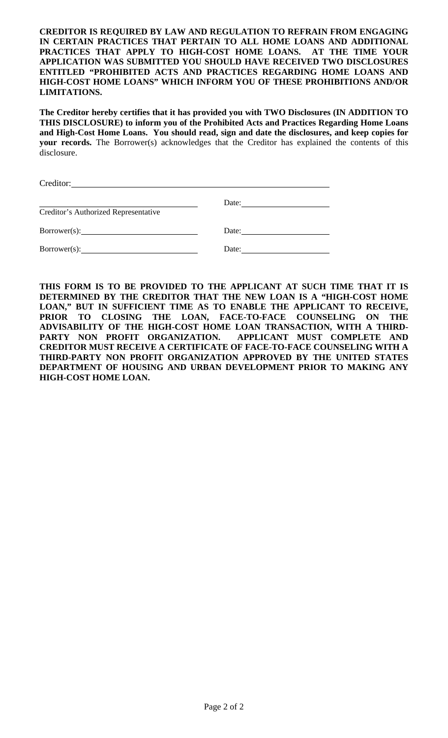**CREDITOR IS REQUIRED BY LAW AND REGULATION TO REFRAIN FROM ENGAGING IN CERTAIN PRACTICES THAT PERTAIN TO ALL HOME LOANS AND ADDITIONAL PRACTICES THAT APPLY TO HIGH-COST HOME LOANS. AT THE TIME YOUR APPLICATION WAS SUBMITTED YOU SHOULD HAVE RECEIVED TWO DISCLOSURES ENTITLED "PROHIBITED ACTS AND PRACTICES REGARDING HOME LOANS AND HIGH-COST HOME LOANS" WHICH INFORM YOU OF THESE PROHIBITIONS AND/OR LIMITATIONS.**

**The Creditor hereby certifies that it has provided you with TWO Disclosures (IN ADDITION TO THIS DISCLOSURE) to inform you of the Prohibited Acts and Practices Regarding Home Loans and High-Cost Home Loans. You should read, sign and date the disclosures, and keep copies for your records.** The Borrower(s) acknowledges that the Creditor has explained the contents of this disclosure.

Creditor: ____________________________________________

____________________________ Date: ____________________
Creditor's Authorized Representative

Borrower(s): ____________________________ Date: ____________________

Borrower(s): ____________________________ Date: ____________________

**THIS FORM IS TO BE PROVIDED TO THE APPLICANT AT SUCH TIME THAT IT IS DETERMINED BY THE CREDITOR THAT THE NEW LOAN IS A "HIGH-COST HOME LOAN," BUT IN SUFFICIENT TIME AS TO ENABLE THE APPLICANT TO RECEIVE, PRIOR TO CLOSING THE LOAN, FACE-TO-FACE COUNSELING ON THE ADVISABILITY OF THE HIGH-COST HOME LOAN TRANSACTION, WITH A THIRD-PARTY NON PROFIT ORGANIZATION. APPLICANT MUST COMPLETE AND CREDITOR MUST RECEIVE A CERTIFICATE OF FACE-TO-FACE COUNSELING WITH A THIRD-PARTY NON PROFIT ORGANIZATION APPROVED BY THE UNITED STATES DEPARTMENT OF HOUSING AND URBAN DEVELOPMENT PRIOR TO MAKING ANY HIGH-COST HOME LOAN.**